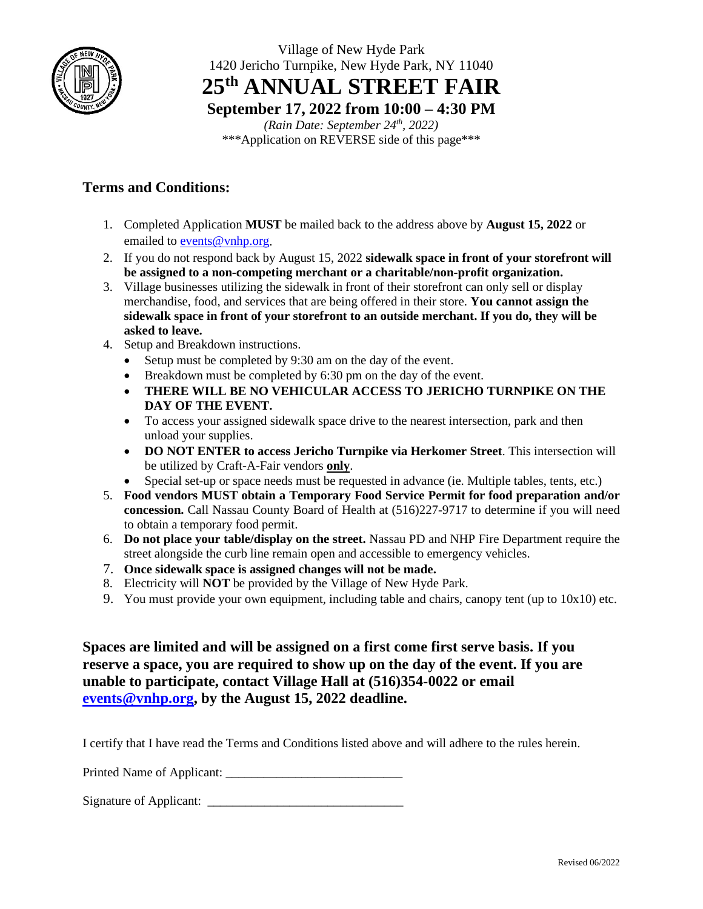Village of New Hyde Park

1420 Jericho Turnpike, New Hyde Park, NY 11040

# 25th ANNUAL STREET FAIR

## September 17, 2022 from 10:00 – 4:30 PM

*(Rain Date: September 24th, 2022)*

***Application on REVERSE side of this page***

## Terms and Conditions:

1. Completed Application **MUST** be mailed back to the address above by **August 15, 2022** or emailed to events@vnhp.org.
2. If you do not respond back by August 15, 2022 **sidewalk space in front of your storefront will be assigned to a non-competing merchant or a charitable/non-profit organization.**
3. Village businesses utilizing the sidewalk in front of their storefront can only sell or display merchandise, food, and services that are being offered in their store. **You cannot assign the sidewalk space in front of your storefront to an outside merchant. If you do, they will be asked to leave.**
4. Setup and Breakdown instructions.
   - Setup must be completed by 9:30 am on the day of the event.
   - Breakdown must be completed by 6:30 pm on the day of the event.
   - **THERE WILL BE NO VEHICULAR ACCESS TO JERICHO TURNPIKE ON THE DAY OF THE EVENT.**
   - To access your assigned sidewalk space drive to the nearest intersection, park and then unload your supplies.
   - **DO NOT ENTER to access Jericho Turnpike via Herkomer Street**. This intersection will be utilized by Craft-A-Fair vendors **only**.
   - Special set-up or space needs must be requested in advance (ie. Multiple tables, tents, etc.)
5. **Food vendors MUST obtain a Temporary Food Service Permit for food preparation and/or concession.** Call Nassau County Board of Health at (516)227-9717 to determine if you will need to obtain a temporary food permit.
6. **Do not place your table/display on the street.** Nassau PD and NHP Fire Department require the street alongside the curb line remain open and accessible to emergency vehicles.
7. **Once sidewalk space is assigned changes will not be made.**
8. Electricity will **NOT** be provided by the Village of New Hyde Park.
9. You must provide your own equipment, including table and chairs, canopy tent (up to 10x10) etc.

**Spaces are limited and will be assigned on a first come first serve basis. If you reserve a space, you are required to show up on the day of the event. If you are unable to participate, contact Village Hall at (516)354-0022 or email events@vnhp.org, by the August 15, 2022 deadline.**

I certify that I have read the Terms and Conditions listed above and will adhere to the rules herein.

Printed Name of Applicant: ___________________________

Signature of Applicant: _____________________________

Revised 06/2022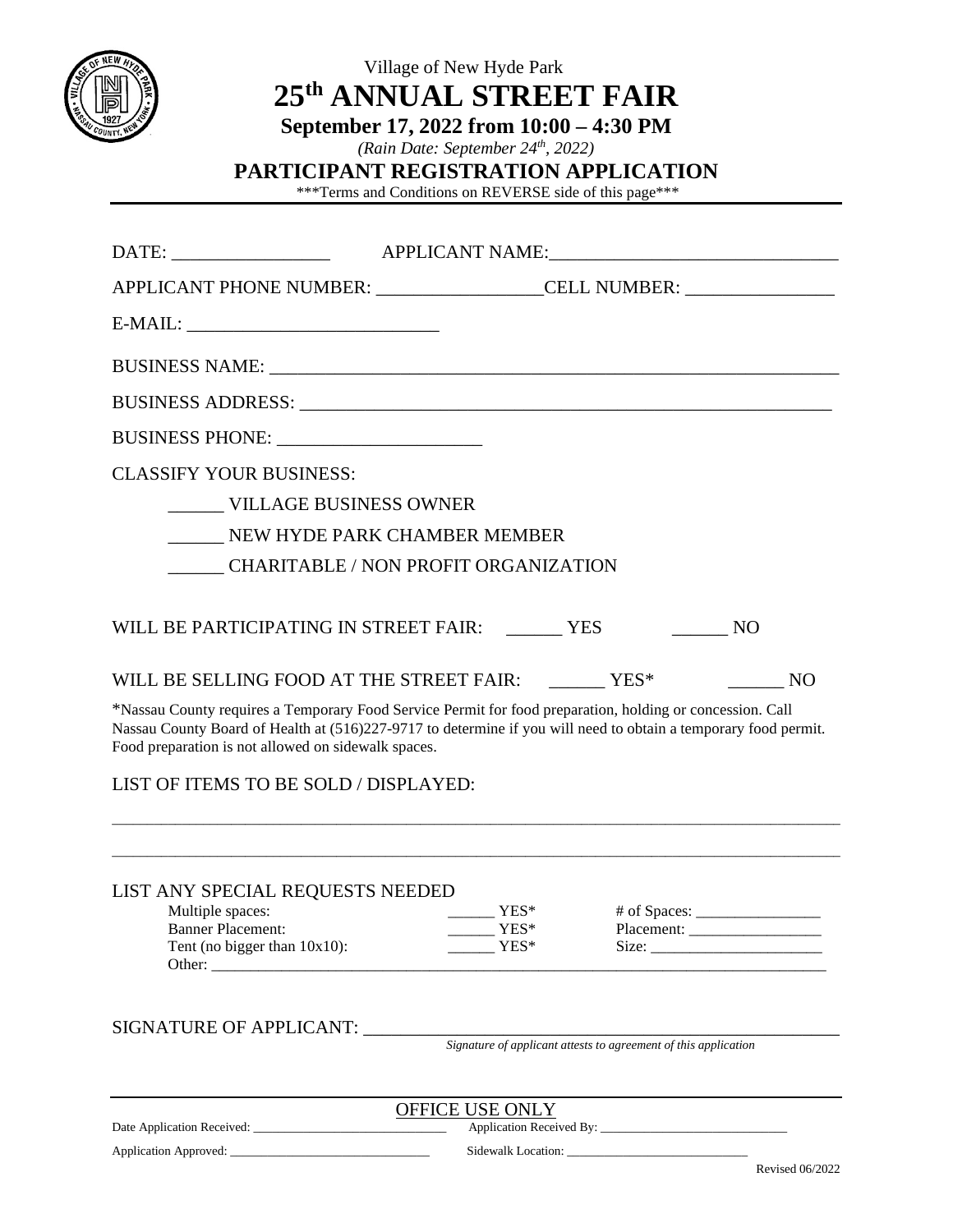Village of New Hyde Park

# 25th ANNUAL STREET FAIR

**September 17, 2022 from 10:00 – 4:30 PM**

*(Rain Date: September 24th, 2022)*

## PARTICIPANT REGISTRATION APPLICATION

\*\*\*Terms and Conditions on REVERSE side of this page\*\*\*

DATE: _________________ APPLICANT NAME:_______________________________

APPLICANT PHONE NUMBER: __________________CELL NUMBER: ________________

E-MAIL: ___________________________

BUSINESS NAME: _______________________________________________________________

BUSINESS ADDRESS: ____________________________________________________________

BUSINESS PHONE: ______________________

CLASSIFY YOUR BUSINESS:

______ VILLAGE BUSINESS OWNER

______ NEW HYDE PARK CHAMBER MEMBER

______ CHARITABLE / NON PROFIT ORGANIZATION

WILL BE PARTICIPATING IN STREET FAIR: ______ YES ______ NO

WILL BE SELLING FOOD AT THE STREET FAIR: ______ YES* ______ NO

*Nassau County requires a Temporary Food Service Permit for food preparation, holding or concession. Call Nassau County Board of Health at (516)227-9717 to determine if you will need to obtain a temporary food permit. Food preparation is not allowed on sidewalk spaces.

LIST OF ITEMS TO BE SOLD / DISPLAYED:

_____________________________________________________________________________________

_____________________________________________________________________________________

LIST ANY SPECIAL REQUESTS NEEDED

| | | |
|---|---|---|
| Multiple spaces: | ______ YES* | # of Spaces: ________________ |
| Banner Placement: | ______ YES* | Placement: _________________ |
| Tent (no bigger than 10x10): | ______ YES* | Size: ______________________ |

Other: ________________________________________________________________________________

SIGNATURE OF APPLICANT: ______________________________________________________

*Signature of applicant attests to agreement of this application*

OFFICE USE ONLY

Date Application Received: ______________________________ Application Received By: _____________________________

Application Approved: _______________________________ Sidewalk Location: ____________________________

Revised 06/2022